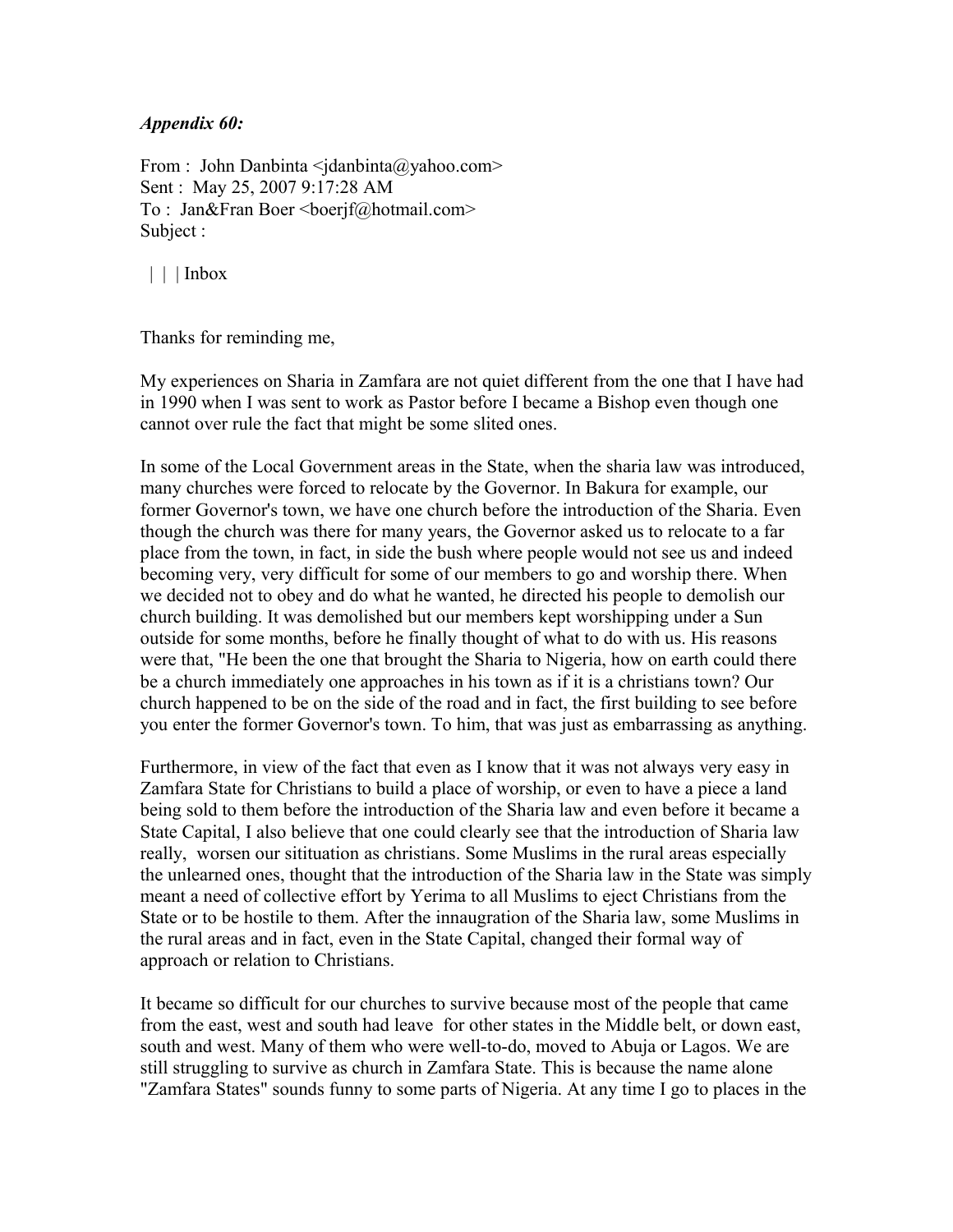*Appendix 60:*

From : John Danbinta <jdanbinta@yahoo.com>
Sent : May 25, 2007 9:17:28 AM
To : Jan&Fran Boer <boerjf@hotmail.com>
Subject :

| | | Inbox

Thanks for reminding me,

My experiences on Sharia in Zamfara are not quiet different from the one that I have had in 1990 when I was sent to work as Pastor before I became a Bishop even though one cannot over rule the fact that might be some slited ones.

In some of the Local Government areas in the State, when the sharia law was introduced, many churches were forced to relocate by the Governor. In Bakura for example, our former Governor's town, we have one church before the introduction of the Sharia. Even though the church was there for many years, the Governor asked us to relocate to a far place from the town, in fact, in side the bush where people would not see us and indeed becoming very, very difficult for some of our members to go and worship there. When we decided not to obey and do what he wanted, he directed his people to demolish our church building. It was demolished but our members kept worshipping under a Sun outside for some months, before he finally thought of what to do with us. His reasons were that, "He been the one that brought the Sharia to Nigeria, how on earth could there be a church immediately one approaches in his town as if it is a christians town? Our church happened to be on the side of the road and in fact, the first building to see before you enter the former Governor's town. To him, that was just as embarrassing as anything.

Furthermore, in view of the fact that even as I know that it was not always very easy in Zamfara State for Christians to build a place of worship, or even to have a piece a land being sold to them before the introduction of the Sharia law and even before it became a State Capital, I also believe that one could clearly see that the introduction of Sharia law really, worsen our sitituation as christians. Some Muslims in the rural areas especially the unlearned ones, thought that the introduction of the Sharia law in the State was simply meant a need of collective effort by Yerima to all Muslims to eject Christians from the State or to be hostile to them. After the innaugration of the Sharia law, some Muslims in the rural areas and in fact, even in the State Capital, changed their formal way of approach or relation to Christians.

It became so difficult for our churches to survive because most of the people that came from the east, west and south had leave for other states in the Middle belt, or down east, south and west. Many of them who were well-to-do, moved to Abuja or Lagos. We are still struggling to survive as church in Zamfara State. This is because the name alone "Zamfara States" sounds funny to some parts of Nigeria. At any time I go to places in the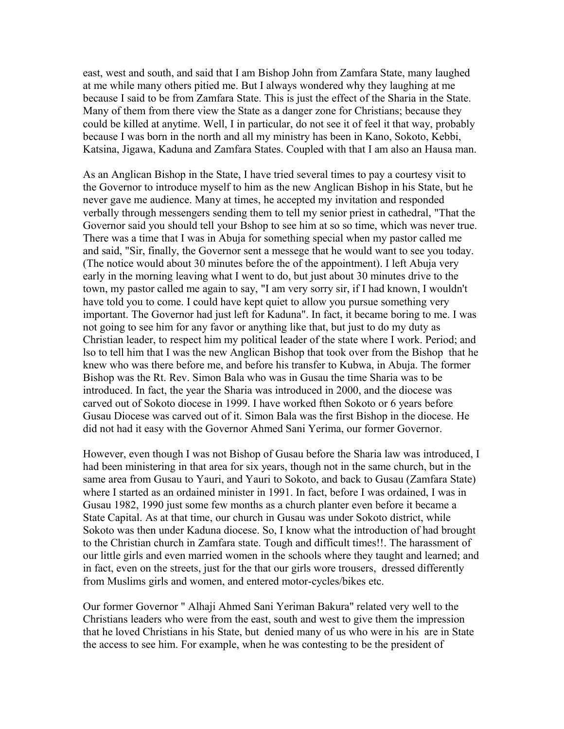east, west and south, and said that I am Bishop John from Zamfara State, many laughed at me while many others pitied me. But I always wondered why they laughing at me because I said to be from Zamfara State. This is just the effect of the Sharia in the State. Many of them from there view the State as a danger zone for Christians; because they could be killed at anytime. Well, I in particular, do not see it of feel it that way, probably because I was born in the north and all my ministry has been in Kano, Sokoto, Kebbi, Katsina, Jigawa, Kaduna and Zamfara States. Coupled with that I am also an Hausa man.

As an Anglican Bishop in the State, I have tried several times to pay a courtesy visit to the Governor to introduce myself to him as the new Anglican Bishop in his State, but he never gave me audience. Many at times, he accepted my invitation and responded verbally through messengers sending them to tell my senior priest in cathedral, "That the Governor said you should tell your Bshop to see him at so so time, which was never true. There was a time that I was in Abuja for something special when my pastor called me and said, "Sir, finally, the Governor sent a messege that he would want to see you today. (The notice would about 30 minutes before the of the appointment). I left Abuja very early in the morning leaving what I went to do, but just about 30 minutes drive to the town, my pastor called me again to say, "I am very sorry sir, if I had known, I wouldn't have told you to come. I could have kept quiet to allow you pursue something very important. The Governor had just left for Kaduna". In fact, it became boring to me. I was not going to see him for any favor or anything like that, but just to do my duty as Christian leader, to respect him my political leader of the state where I work. Period; and lso to tell him that I was the new Anglican Bishop that took over from the Bishop that he knew who was there before me, and before his transfer to Kubwa, in Abuja. The former Bishop was the Rt. Rev. Simon Bala who was in Gusau the time Sharia was to be introduced. In fact, the year the Sharia was introduced in 2000, and the diocese was carved out of Sokoto diocese in 1999. I have worked fthen Sokoto or 6 years before Gusau Diocese was carved out of it. Simon Bala was the first Bishop in the diocese. He did not had it easy with the Governor Ahmed Sani Yerima, our former Governor.

However, even though I was not Bishop of Gusau before the Sharia law was introduced, I had been ministering in that area for six years, though not in the same church, but in the same area from Gusau to Yauri, and Yauri to Sokoto, and back to Gusau (Zamfara State) where I started as an ordained minister in 1991. In fact, before I was ordained, I was in Gusau 1982, 1990 just some few months as a church planter even before it became a State Capital. As at that time, our church in Gusau was under Sokoto district, while Sokoto was then under Kaduna diocese. So, I know what the introduction of had brought to the Christian church in Zamfara state. Tough and difficult times!!. The harassment of our little girls and even married women in the schools where they taught and learned; and in fact, even on the streets, just for the that our girls wore trousers, dressed differently from Muslims girls and women, and entered motor-cycles/bikes etc.

Our former Governor " Alhaji Ahmed Sani Yeriman Bakura" related very well to the Christians leaders who were from the east, south and west to give them the impression that he loved Christians in his State, but denied many of us who were in his are in State the access to see him. For example, when he was contesting to be the president of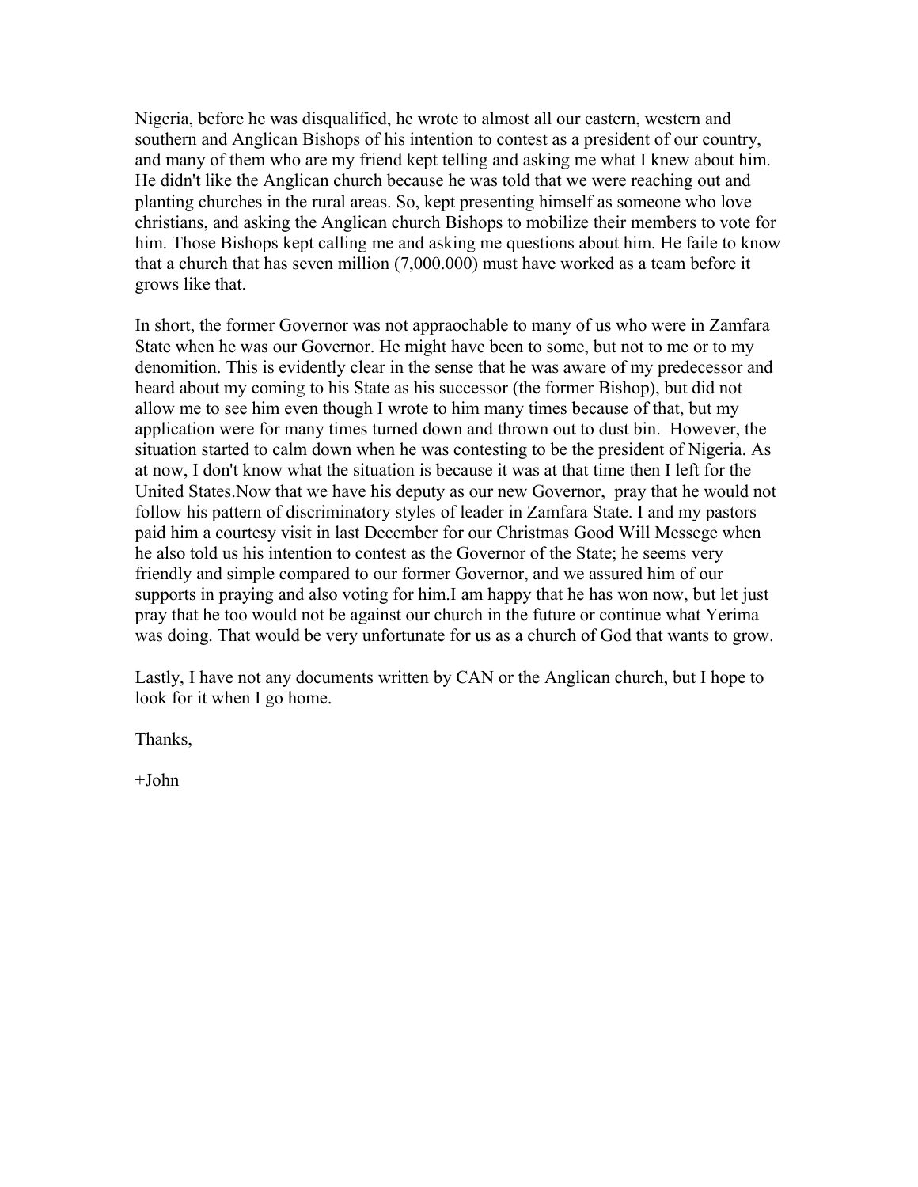Nigeria, before he was disqualified, he wrote to almost all our eastern, western and southern and Anglican Bishops of his intention to contest as a president of our country, and many of them who are my friend kept telling and asking me what I knew about him. He didn't like the Anglican church because he was told that we were reaching out and planting churches in the rural areas. So, kept presenting himself as someone who love christians, and asking the Anglican church Bishops to mobilize their members to vote for him. Those Bishops kept calling me and asking me questions about him. He faile to know that a church that has seven million (7,000.000) must have worked as a team before it grows like that.

In short, the former Governor was not appraochable to many of us who were in Zamfara State when he was our Governor. He might have been to some, but not to me or to my denomition. This is evidently clear in the sense that he was aware of my predecessor and heard about my coming to his State as his successor (the former Bishop), but did not allow me to see him even though I wrote to him many times because of that, but my application were for many times turned down and thrown out to dust bin. However, the situation started to calm down when he was contesting to be the president of Nigeria. As at now, I don't know what the situation is because it was at that time then I left for the United States.Now that we have his deputy as our new Governor, pray that he would not follow his pattern of discriminatory styles of leader in Zamfara State. I and my pastors paid him a courtesy visit in last December for our Christmas Good Will Messege when he also told us his intention to contest as the Governor of the State; he seems very friendly and simple compared to our former Governor, and we assured him of our supports in praying and also voting for him.I am happy that he has won now, but let just pray that he too would not be against our church in the future or continue what Yerima was doing. That would be very unfortunate for us as a church of God that wants to grow.

Lastly, I have not any documents written by CAN or the Anglican church, but I hope to look for it when I go home.

Thanks,

+John